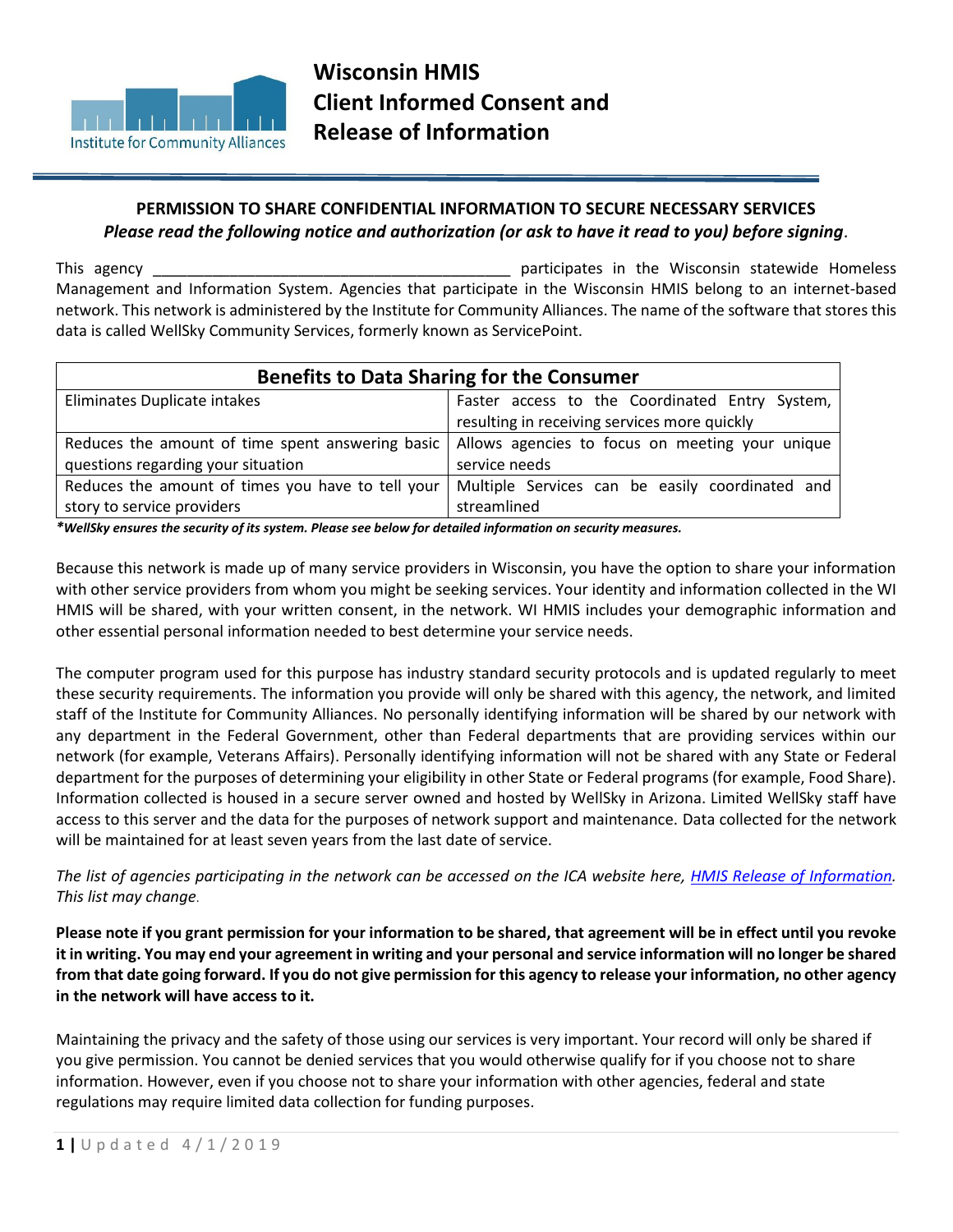# Wisconsin HMIS Client Informed Consent and Release of Information

Institute for Community Alliances

**PERMISSION TO SHARE CONFIDENTIAL INFORMATION TO SECURE NECESSARY SERVICES**

***Please read the following notice and authorization (or ask to have it read to you) before signing.***

This agency ___________________________________________ participates in the Wisconsin statewide Homeless Management and Information System. Agencies that participate in the Wisconsin HMIS belong to an internet-based network. This network is administered by the Institute for Community Alliances. The name of the software that stores this data is called WellSky Community Services, formerly known as ServicePoint.

| Benefits to Data Sharing for the Consumer | |
|---|---|
| Eliminates Duplicate intakes | Faster access to the Coordinated Entry System, resulting in receiving services more quickly |
| Reduces the amount of time spent answering basic questions regarding your situation | Allows agencies to focus on meeting your unique service needs |
| Reduces the amount of times you have to tell your story to service providers | Multiple Services can be easily coordinated and streamlined |

***\*WellSky ensures the security of its system. Please see below for detailed information on security measures.***

Because this network is made up of many service providers in Wisconsin, you have the option to share your information with other service providers from whom you might be seeking services. Your identity and information collected in the WI HMIS will be shared, with your written consent, in the network. WI HMIS includes your demographic information and other essential personal information needed to best determine your service needs.

The computer program used for this purpose has industry standard security protocols and is updated regularly to meet these security requirements. The information you provide will only be shared with this agency, the network, and limited staff of the Institute for Community Alliances. No personally identifying information will be shared by our network with any department in the Federal Government, other than Federal departments that are providing services within our network (for example, Veterans Affairs). Personally identifying information will not be shared with any State or Federal department for the purposes of determining your eligibility in other State or Federal programs (for example, Food Share). Information collected is housed in a secure server owned and hosted by WellSky in Arizona. Limited WellSky staff have access to this server and the data for the purposes of network support and maintenance. Data collected for the network will be maintained for at least seven years from the last date of service.

*The list of agencies participating in the network can be accessed on the ICA website here, [HMIS Release of Information](). This list may change.*

**Please note if you grant permission for your information to be shared, that agreement will be in effect until you revoke it in writing. You may end your agreement in writing and your personal and service information will no longer be shared from that date going forward. If you do not give permission for this agency to release your information, no other agency in the network will have access to it.**

Maintaining the privacy and the safety of those using our services is very important. Your record will only be shared if you give permission. You cannot be denied services that you would otherwise qualify for if you choose not to share information. However, even if you choose not to share your information with other agencies, federal and state regulations may require limited data collection for funding purposes.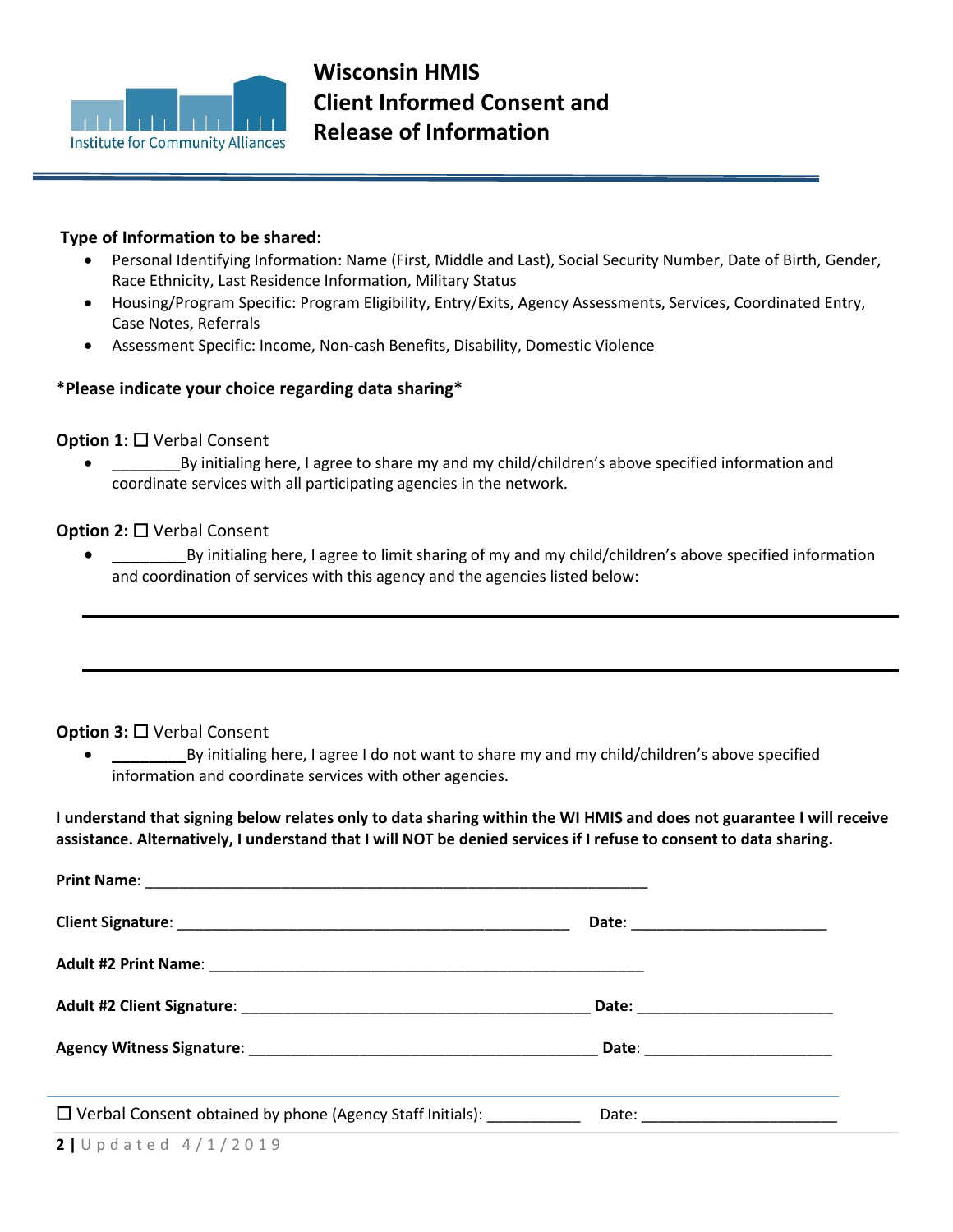Institute for Community Alliances

# Wisconsin HMIS Client Informed Consent and Release of Information

**Type of Information to be shared:**

- Personal Identifying Information: Name (First, Middle and Last), Social Security Number, Date of Birth, Gender, Race Ethnicity, Last Residence Information, Military Status
- Housing/Program Specific: Program Eligibility, Entry/Exits, Agency Assessments, Services, Coordinated Entry, Case Notes, Referrals
- Assessment Specific: Income, Non-cash Benefits, Disability, Domestic Violence

**\*Please indicate your choice regarding data sharing\***

**Option 1:** ☐ Verbal Consent

- ________By initialing here, I agree to share my and my child/children's above specified information and coordinate services with all participating agencies in the network.

**Option 2:** ☐ Verbal Consent

- ________By initialing here, I agree to limit sharing of my and my child/children's above specified information and coordination of services with this agency and the agencies listed below:

______________________________________________________________________________

______________________________________________________________________________

**Option 3:** ☐ Verbal Consent

- ________By initialing here, I agree I do not want to share my and my child/children's above specified information and coordinate services with other agencies.

**I understand that signing below relates only to data sharing within the WI HMIS and does not guarantee I will receive assistance. Alternatively, I understand that I will NOT be denied services if I refuse to consent to data sharing.**

**Print Name**: ______________________________________________________________

**Client Signature**: _____________________________________________ **Date**: ______________________

**Adult #2 Print Name**: _________________________________________________

**Adult #2 Client Signature**: _______________________________________ **Date**: ______________________

**Agency Witness Signature**: _______________________________________ **Date**: ______________________

☐ Verbal Consent obtained by phone (Agency Staff Initials): __________ Date: ______________________

Updated 4/1/2019